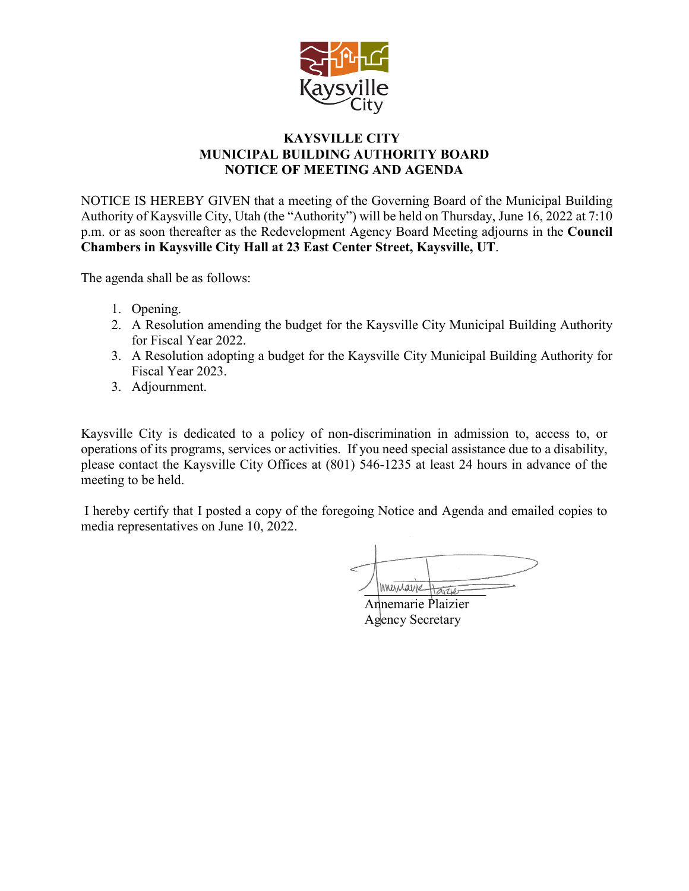# KAYSVILLE CITY
## MUNICIPAL BUILDING AUTHORITY BOARD
## NOTICE OF MEETING AND AGENDA

NOTICE IS HEREBY GIVEN that a meeting of the Governing Board of the Municipal Building Authority of Kaysville City, Utah (the "Authority") will be held on Thursday, June 16, 2022 at 7:10 p.m. or as soon thereafter as the Redevelopment Agency Board Meeting adjourns in the **Council Chambers in Kaysville City Hall at 23 East Center Street, Kaysville, UT**.

The agenda shall be as follows:

1. Opening.
2. A Resolution amending the budget for the Kaysville City Municipal Building Authority for Fiscal Year 2022.
3. A Resolution adopting a budget for the Kaysville City Municipal Building Authority for Fiscal Year 2023.
3. Adjournment.

Kaysville City is dedicated to a policy of non-discrimination in admission to, access to, or operations of its programs, services or activities. If you need special assistance due to a disability, please contact the Kaysville City Offices at (801) 546-1235 at least 24 hours in advance of the meeting to be held.

I hereby certify that I posted a copy of the foregoing Notice and Agenda and emailed copies to media representatives on June 10, 2022.

Annemarie Plaizier
Agency Secretary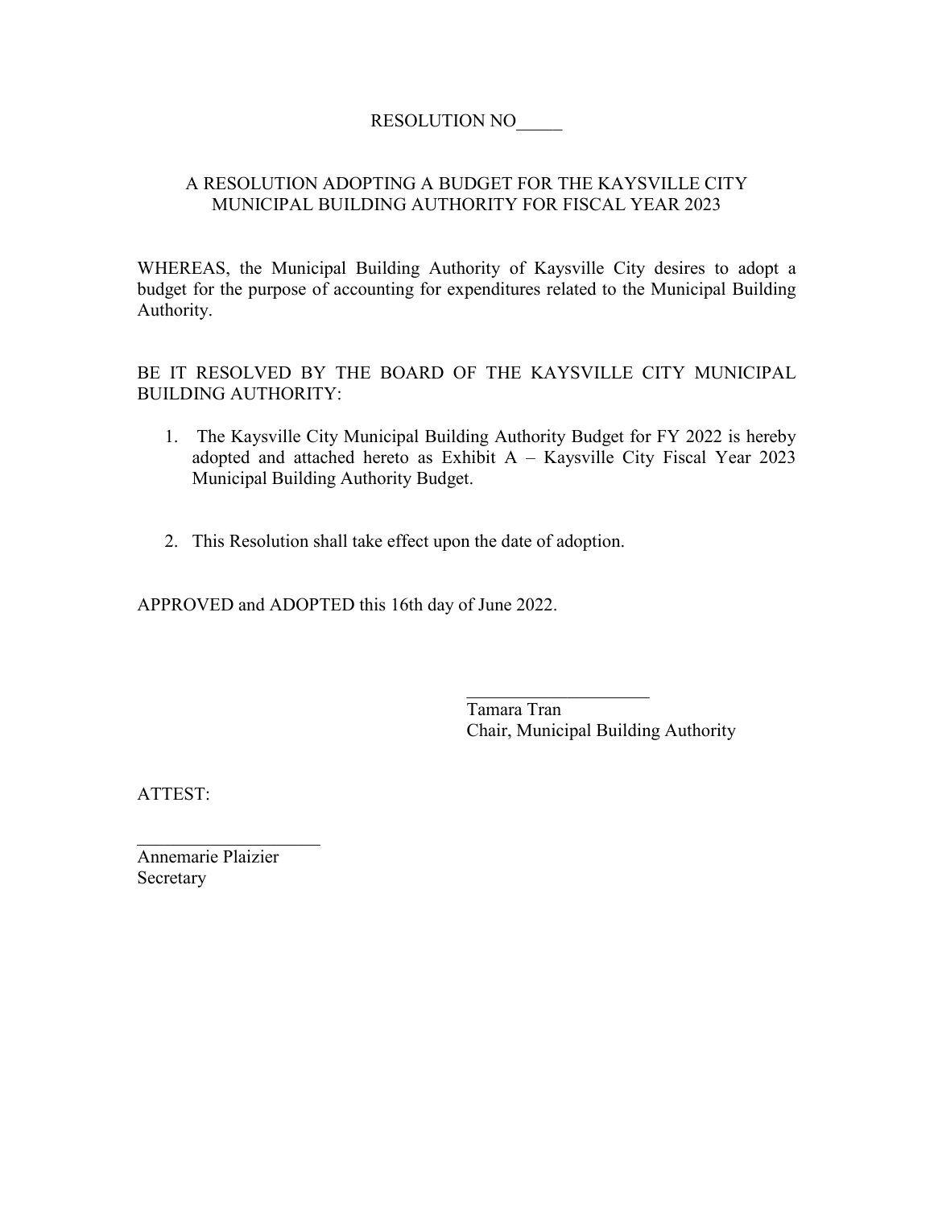RESOLUTION NO_____

A RESOLUTION ADOPTING A BUDGET FOR THE KAYSVILLE CITY MUNICIPAL BUILDING AUTHORITY FOR FISCAL YEAR 2023

WHEREAS, the Municipal Building Authority of Kaysville City desires to adopt a budget for the purpose of accounting for expenditures related to the Municipal Building Authority.

BE IT RESOLVED BY THE BOARD OF THE KAYSVILLE CITY MUNICIPAL BUILDING AUTHORITY:

1. The Kaysville City Municipal Building Authority Budget for FY 2022 is hereby adopted and attached hereto as Exhibit A – Kaysville City Fiscal Year 2023 Municipal Building Authority Budget.

2. This Resolution shall take effect upon the date of adoption.

APPROVED and ADOPTED this 16th day of June 2022.

____________________
Tamara Tran
Chair, Municipal Building Authority

ATTEST:

____________________
Annemarie Plaizier
Secretary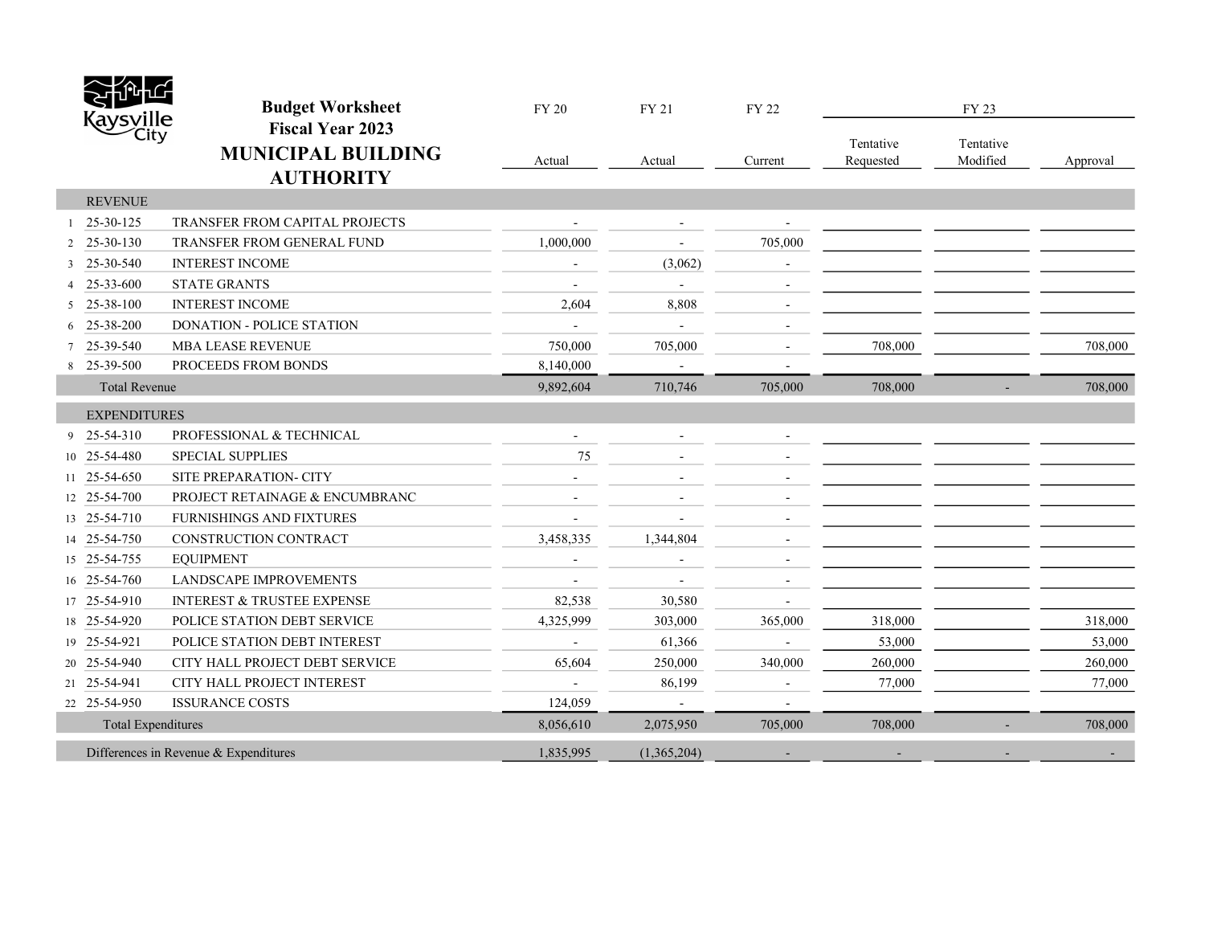# Budget Worksheet
## Fiscal Year 2023
## MUNICIPAL BUILDING AUTHORITY

| | | | FY 20 | FY 21 | FY 22 | FY 23 | | |
|---|---|---|---|---|---|---|---|---|
| | | | Actual | Actual | Current | Tentative Requested | Tentative Modified | Approval |
| | **REVENUE** | | | | | | | |
| 1 | 25-30-125 | TRANSFER FROM CAPITAL PROJECTS | - | - | - | | | |
| 2 | 25-30-130 | TRANSFER FROM GENERAL FUND | 1,000,000 | - | 705,000 | | | |
| 3 | 25-30-540 | INTEREST INCOME | - | (3,062) | - | | | |
| 4 | 25-33-600 | STATE GRANTS | - | - | - | | | |
| 5 | 25-38-100 | INTEREST INCOME | 2,604 | 8,808 | - | | | |
| 6 | 25-38-200 | DONATION - POLICE STATION | - | - | - | | | |
| 7 | 25-39-540 | MBA LEASE REVENUE | 750,000 | 705,000 | - | 708,000 | | 708,000 |
| 8 | 25-39-500 | PROCEEDS FROM BONDS | 8,140,000 | - | - | | | |
| | Total Revenue | | 9,892,604 | 710,746 | 705,000 | 708,000 | - | 708,000 |
| | **EXPENDITURES** | | | | | | | |
| 9 | 25-54-310 | PROFESSIONAL & TECHNICAL | - | - | - | | | |
| 10 | 25-54-480 | SPECIAL SUPPLIES | 75 | - | - | | | |
| 11 | 25-54-650 | SITE PREPARATION- CITY | - | - | - | | | |
| 12 | 25-54-700 | PROJECT RETAINAGE & ENCUMBRANC | - | - | - | | | |
| 13 | 25-54-710 | FURNISHINGS AND FIXTURES | - | - | - | | | |
| 14 | 25-54-750 | CONSTRUCTION CONTRACT | 3,458,335 | 1,344,804 | - | | | |
| 15 | 25-54-755 | EQUIPMENT | - | - | - | | | |
| 16 | 25-54-760 | LANDSCAPE IMPROVEMENTS | - | - | - | | | |
| 17 | 25-54-910 | INTEREST & TRUSTEE EXPENSE | 82,538 | 30,580 | - | | | |
| 18 | 25-54-920 | POLICE STATION DEBT SERVICE | 4,325,999 | 303,000 | 365,000 | 318,000 | | 318,000 |
| 19 | 25-54-921 | POLICE STATION DEBT INTEREST | - | 61,366 | - | 53,000 | | 53,000 |
| 20 | 25-54-940 | CITY HALL PROJECT DEBT SERVICE | 65,604 | 250,000 | 340,000 | 260,000 | | 260,000 |
| 21 | 25-54-941 | CITY HALL PROJECT INTEREST | - | 86,199 | - | 77,000 | | 77,000 |
| 22 | 25-54-950 | ISSURANCE COSTS | 124,059 | - | - | | | |
| | Total Expenditures | | 8,056,610 | 2,075,950 | 705,000 | 708,000 | - | 708,000 |
| | Differences in Revenue & Expenditures | | 1,835,995 | (1,365,204) | - | - | - | - |